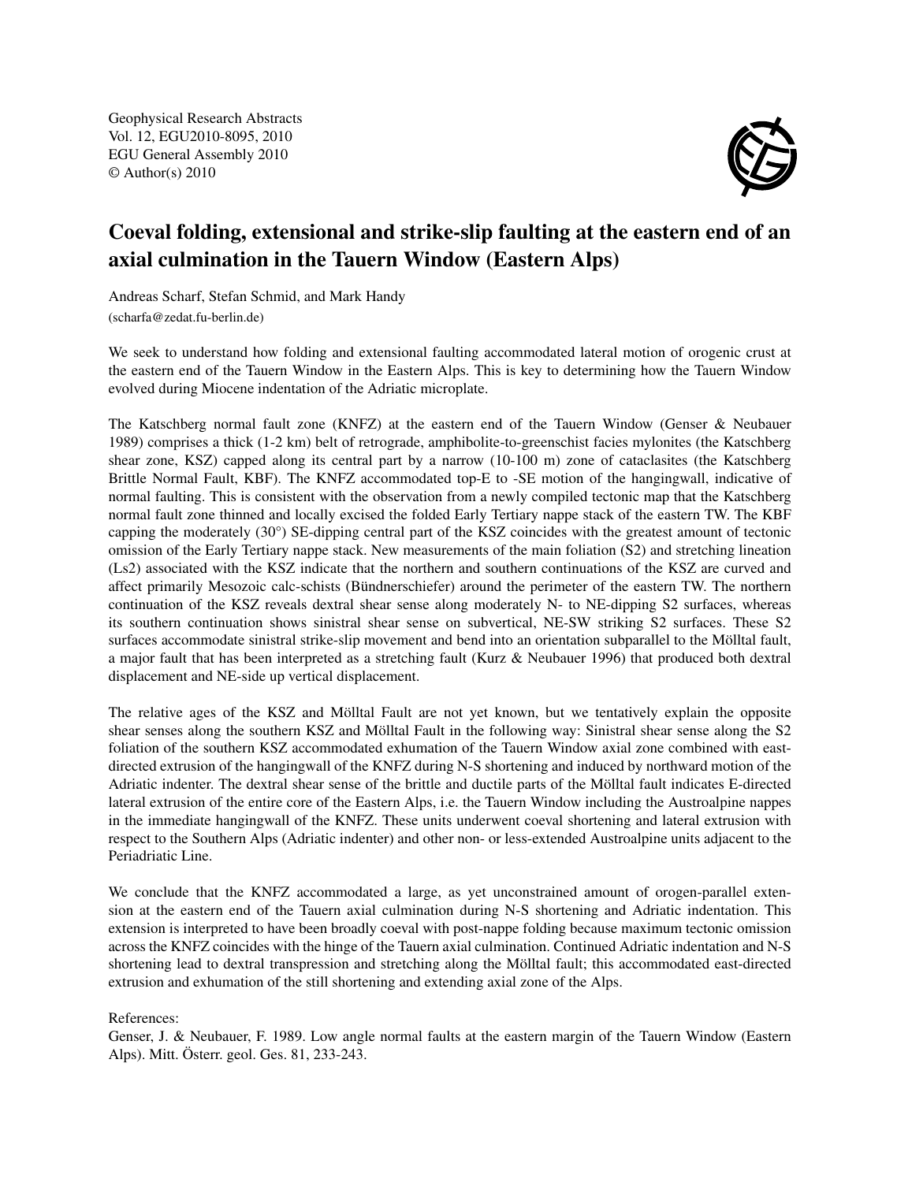# Coeval folding, extensional and strike-slip faulting at the eastern end of an axial culmination in the Tauern Window (Eastern Alps)

Andreas Scharf, Stefan Schmid, and Mark Handy

(scharfa@zedat.fu-berlin.de)

We seek to understand how folding and extensional faulting accommodated lateral motion of orogenic crust at the eastern end of the Tauern Window in the Eastern Alps. This is key to determining how the Tauern Window evolved during Miocene indentation of the Adriatic microplate.

The Katschberg normal fault zone (KNFZ) at the eastern end of the Tauern Window (Genser & Neubauer 1989) comprises a thick (1-2 km) belt of retrograde, amphibolite-to-greenschist facies mylonites (the Katschberg shear zone, KSZ) capped along its central part by a narrow (10-100 m) zone of cataclasites (the Katschberg Brittle Normal Fault, KBF). The KNFZ accommodated top-E to -SE motion of the hangingwall, indicative of normal faulting. This is consistent with the observation from a newly compiled tectonic map that the Katschberg normal fault zone thinned and locally excised the folded Early Tertiary nappe stack of the eastern TW. The KBF capping the moderately (30°) SE-dipping central part of the KSZ coincides with the greatest amount of tectonic omission of the Early Tertiary nappe stack. New measurements of the main foliation (S2) and stretching lineation (Ls2) associated with the KSZ indicate that the northern and southern continuations of the KSZ are curved and affect primarily Mesozoic calc-schists (Bündnerschiefer) around the perimeter of the eastern TW. The northern continuation of the KSZ reveals dextral shear sense along moderately N- to NE-dipping S2 surfaces, whereas its southern continuation shows sinistral shear sense on subvertical, NE-SW striking S2 surfaces. These S2 surfaces accommodate sinistral strike-slip movement and bend into an orientation subparallel to the Mölltal fault, a major fault that has been interpreted as a stretching fault (Kurz & Neubauer 1996) that produced both dextral displacement and NE-side up vertical displacement.

The relative ages of the KSZ and Mölltal Fault are not yet known, but we tentatively explain the opposite shear senses along the southern KSZ and Mölltal Fault in the following way: Sinistral shear sense along the S2 foliation of the southern KSZ accommodated exhumation of the Tauern Window axial zone combined with east-directed extrusion of the hangingwall of the KNFZ during N-S shortening and induced by northward motion of the Adriatic indenter. The dextral shear sense of the brittle and ductile parts of the Mölltal fault indicates E-directed lateral extrusion of the entire core of the Eastern Alps, i.e. the Tauern Window including the Austroalpine nappes in the immediate hangingwall of the KNFZ. These units underwent coeval shortening and lateral extrusion with respect to the Southern Alps (Adriatic indenter) and other non- or less-extended Austroalpine units adjacent to the Periadriatic Line.

We conclude that the KNFZ accommodated a large, as yet unconstrained amount of orogen-parallel extension at the eastern end of the Tauern axial culmination during N-S shortening and Adriatic indentation. This extension is interpreted to have been broadly coeval with post-nappe folding because maximum tectonic omission across the KNFZ coincides with the hinge of the Tauern axial culmination. Continued Adriatic indentation and N-S shortening lead to dextral transpression and stretching along the Mölltal fault; this accommodated east-directed extrusion and exhumation of the still shortening and extending axial zone of the Alps.

References:

Genser, J. & Neubauer, F. 1989. Low angle normal faults at the eastern margin of the Tauern Window (Eastern Alps). Mitt. Österr. geol. Ges. 81, 233-243.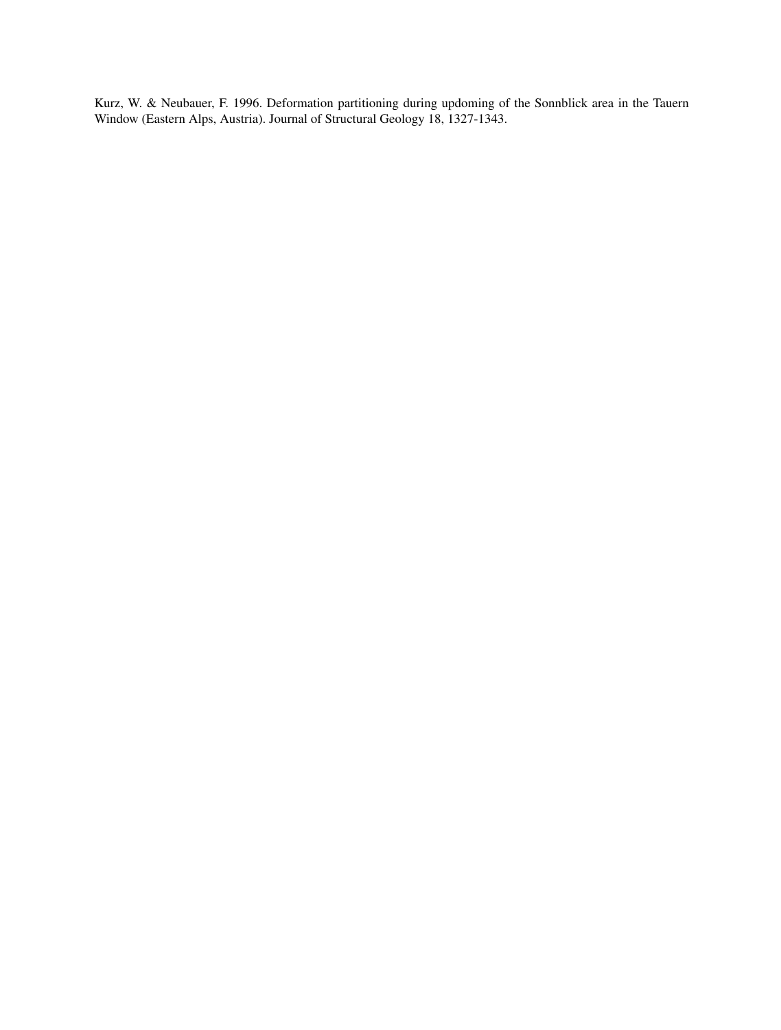Kurz, W. & Neubauer, F. 1996. Deformation partitioning during updoming of the Sonnblick area in the Tauern Window (Eastern Alps, Austria). Journal of Structural Geology 18, 1327-1343.